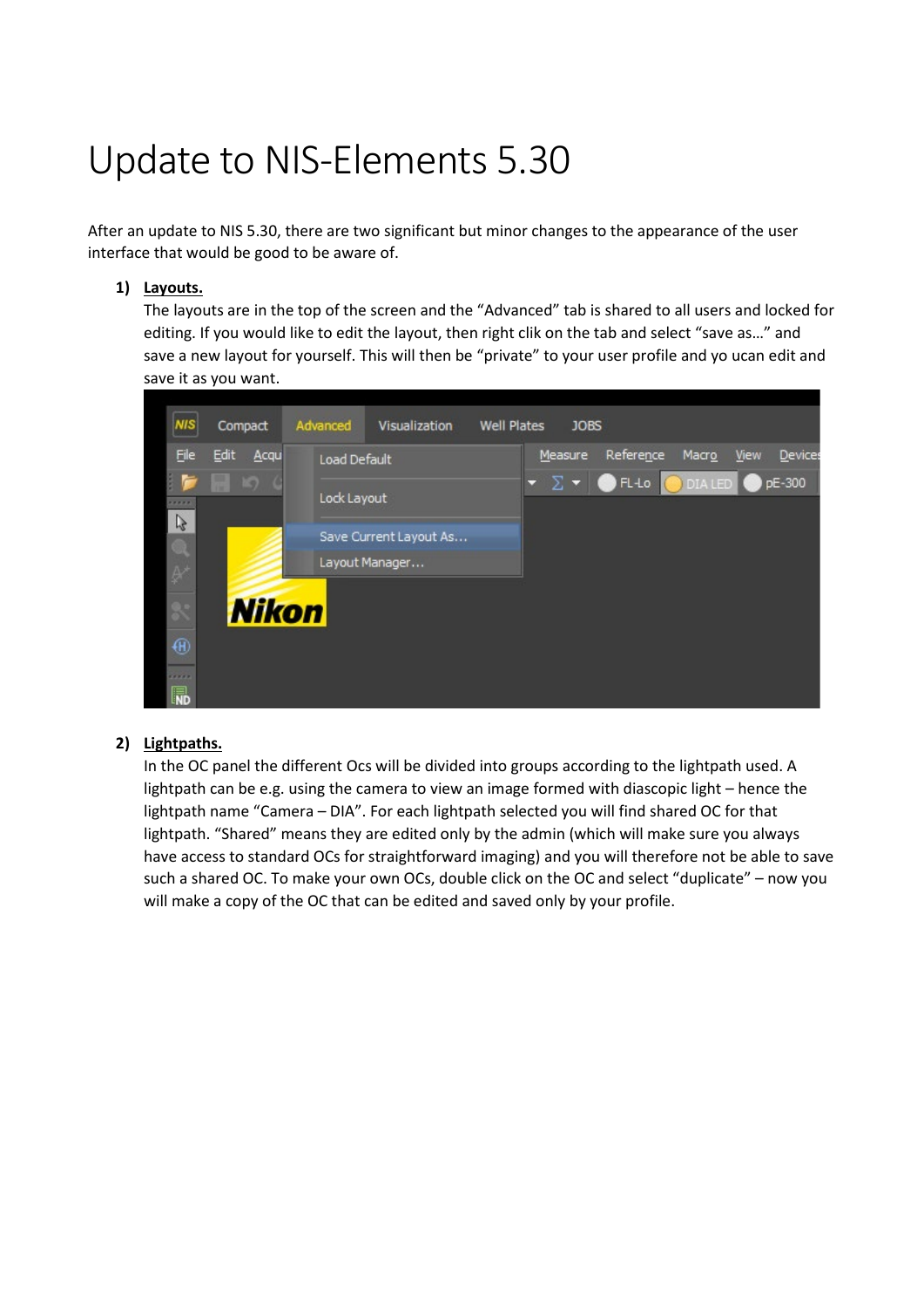# Update to NIS-Elements 5.30

After an update to NIS 5.30, there are two significant but minor changes to the appearance of the user interface that would be good to be aware of.

1) **Layouts.**
   The layouts are in the top of the screen and the "Advanced" tab is shared to all users and locked for editing. If you would like to edit the layout, then right clik on the tab and select "save as…" and save a new layout for yourself. This will then be "private" to your user profile and yo ucan edit and save it as you want.

2) **Lightpaths.**
   In the OC panel the different Ocs will be divided into groups according to the lightpath used. A lightpath can be e.g. using the camera to view an image formed with diascopic light – hence the lightpath name "Camera – DIA". For each lightpath selected you will find shared OC for that lightpath. "Shared" means they are edited only by the admin (which will make sure you always have access to standard OCs for straightforward imaging) and you will therefore not be able to save such a shared OC. To make your own OCs, double click on the OC and select "duplicate" – now you will make a copy of the OC that can be edited and saved only by your profile.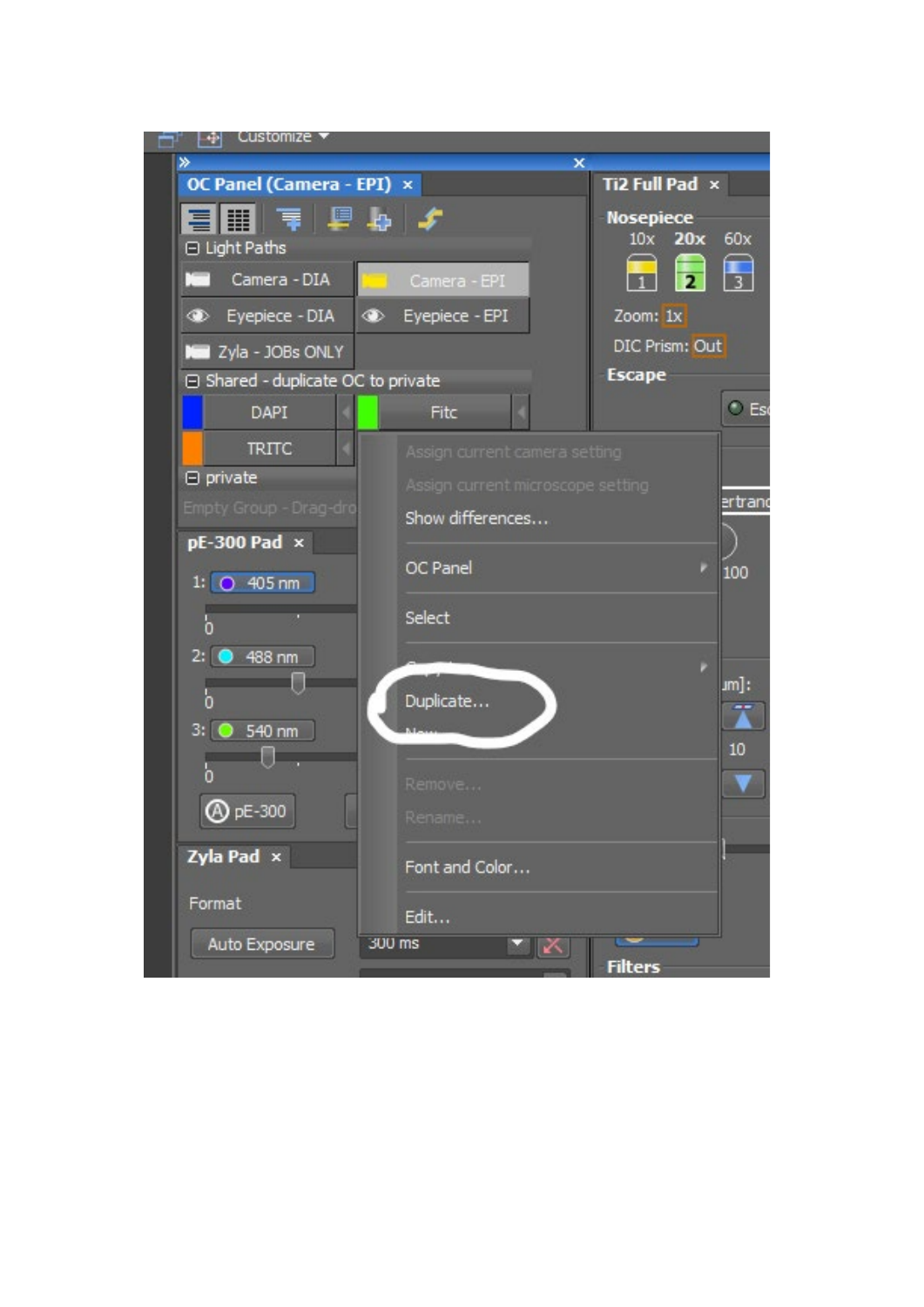Customize

OC Panel (Camera - EPI)

Light Paths

Camera - DIA

Camera - EPI

Eyepiece - DIA

Eyepiece - EPI

Zyla - JOBs ONLY

Shared - duplicate OC to private

DAPI

Fitc

TRITC

private

Empty Group - Drag-dro

Assign current camera setting

Assign current microscope setting

Show differences...

OC Panel

Select

Duplicate...

Remove...

Rename...

Font and Color...

Edit...

pE-300 Pad

1: 405 nm

0

2: 488 nm

0

3: 540 nm

0

pE-300

Zyla Pad

Format

Auto Exposure

300 ms

Ti2 Full Pad

Nosepiece

10x 20x 60x

1 2 3

Zoom: 1x

DIC Prism: Out

Escape

100

10

Filters